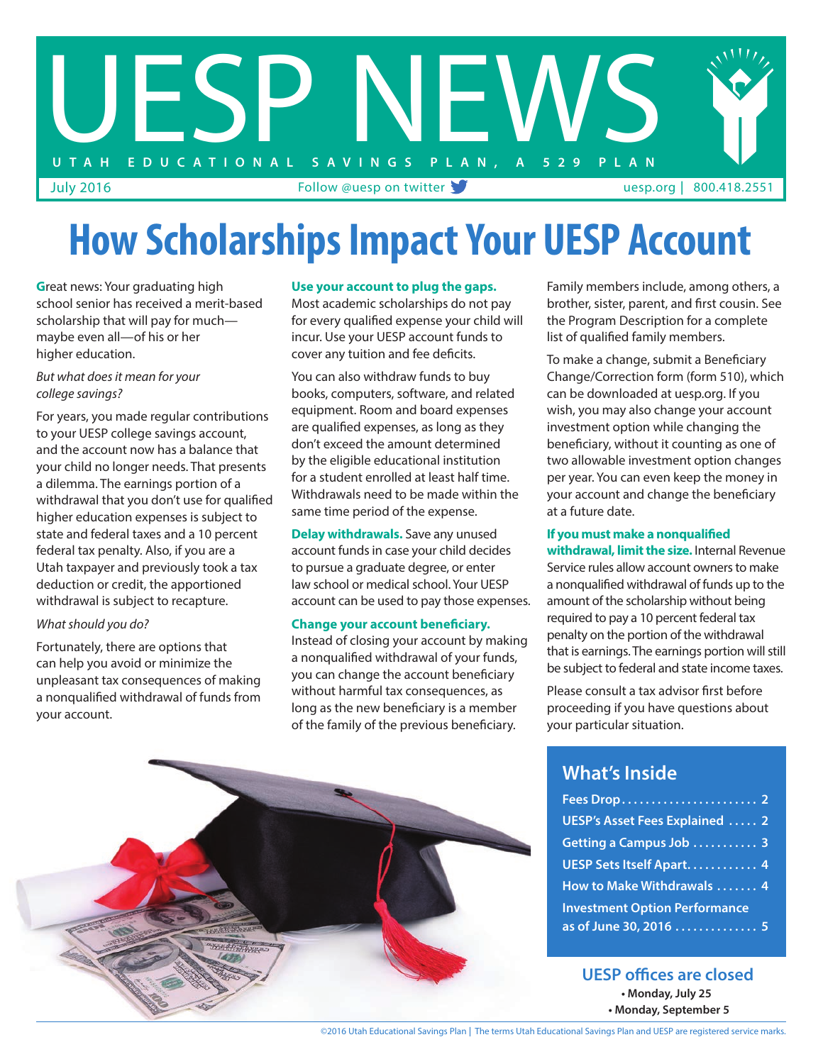# UESP NEWS

UTAH EDUCATIONAL SAVINGS PLAN, A 529 PLAN

July 2016 | Follow @uesp on twitter | uesp.org | 800.418.2551

# How Scholarships Impact Your UESP Account

Great news: Your graduating high school senior has received a merit-based scholarship that will pay for much—maybe even all—of his or her higher education.

*But what does it mean for your college savings?*

For years, you made regular contributions to your UESP college savings account, and the account now has a balance that your child no longer needs. That presents a dilemma. The earnings portion of a withdrawal that you don't use for qualified higher education expenses is subject to state and federal taxes and a 10 percent federal tax penalty. Also, if you are a Utah taxpayer and previously took a tax deduction or credit, the apportioned withdrawal is subject to recapture.

*What should you do?*

Fortunately, there are options that can help you avoid or minimize the unpleasant tax consequences of making a nonqualified withdrawal of funds from your account.

**Use your account to plug the gaps.** Most academic scholarships do not pay for every qualified expense your child will incur. Use your UESP account funds to cover any tuition and fee deficits.

You can also withdraw funds to buy books, computers, software, and related equipment. Room and board expenses are qualified expenses, as long as they don't exceed the amount determined by the eligible educational institution for a student enrolled at least half time. Withdrawals need to be made within the same time period of the expense.

**Delay withdrawals.** Save any unused account funds in case your child decides to pursue a graduate degree, or enter law school or medical school. Your UESP account can be used to pay those expenses.

**Change your account beneficiary.** Instead of closing your account by making a nonqualified withdrawal of your funds, you can change the account beneficiary without harmful tax consequences, as long as the new beneficiary is a member of the family of the previous beneficiary. Family members include, among others, a brother, sister, parent, and first cousin. See the Program Description for a complete list of qualified family members.

To make a change, submit a Beneficiary Change/Correction form (form 510), which can be downloaded at uesp.org. If you wish, you may also change your account investment option while changing the beneficiary, without it counting as one of two allowable investment option changes per year. You can even keep the money in your account and change the beneficiary at a future date.

**If you must make a nonqualified withdrawal, limit the size.** Internal Revenue Service rules allow account owners to make a nonqualified withdrawal of funds up to the amount of the scholarship without being required to pay a 10 percent federal tax penalty on the portion of the withdrawal that is earnings. The earnings portion will still be subject to federal and state income taxes.

Please consult a tax advisor first before proceeding if you have questions about your particular situation.

## What's Inside

- Fees Drop ........ 2
- UESP's Asset Fees Explained ..... 2
- Getting a Campus Job ........ 3
- UESP Sets Itself Apart........ 4
- How to Make Withdrawals ....... 4
- Investment Option Performance as of June 30, 2016 ........ 5

## UESP offices are closed

- Monday, July 25
- Monday, September 5

©2016 Utah Educational Savings Plan | The terms Utah Educational Savings Plan and UESP are registered service marks.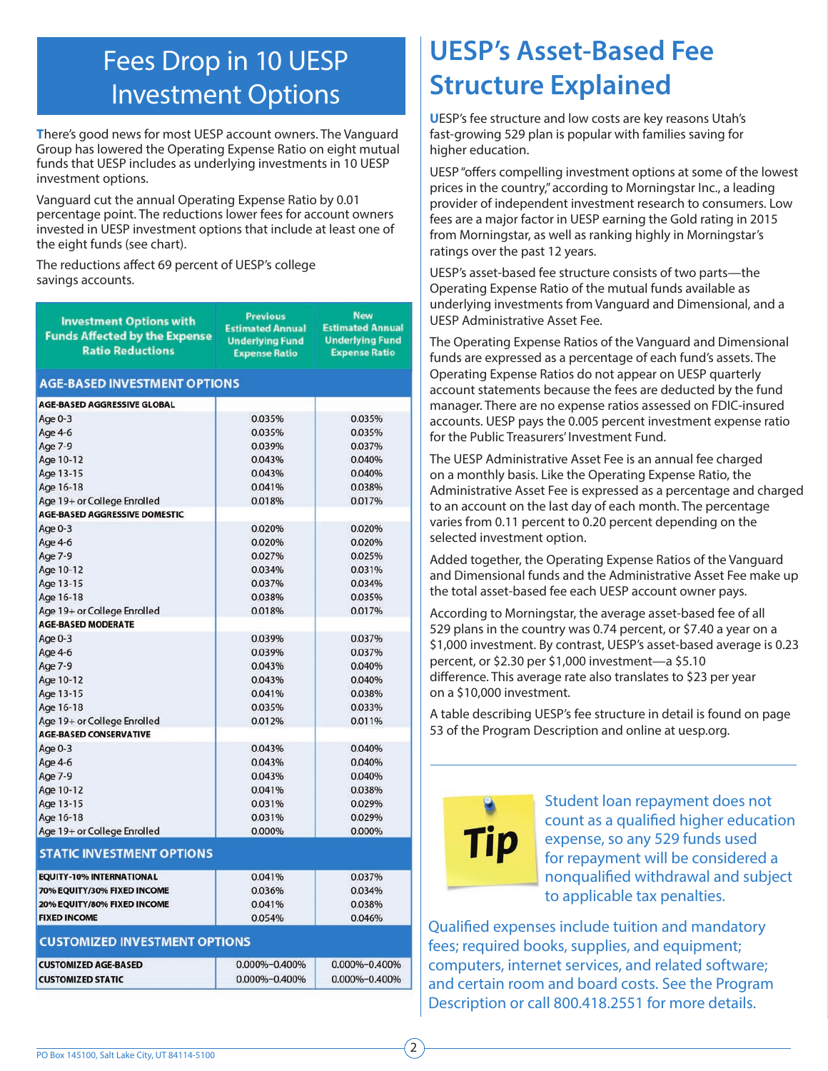## Fees Drop in 10 UESP Investment Options

There's good news for most UESP account owners. The Vanguard Group has lowered the Operating Expense Ratio on eight mutual funds that UESP includes as underlying investments in 10 UESP investment options.

Vanguard cut the annual Operating Expense Ratio by 0.01 percentage point. The reductions lower fees for account owners invested in UESP investment options that include at least one of the eight funds (see chart).

The reductions affect 69 percent of UESP's college savings accounts.

| Investment Options with Funds Affected by the Expense Ratio Reductions | Previous Estimated Annual Underlying Fund Expense Ratio | New Estimated Annual Underlying Fund Expense Ratio |
|---|---|---|
| **AGE-BASED INVESTMENT OPTIONS** | | |
| **AGE-BASED AGGRESSIVE GLOBAL** | | |
| Age 0-3 | 0.035% | 0.035% |
| Age 4-6 | 0.035% | 0.035% |
| Age 7-9 | 0.039% | 0.037% |
| Age 10-12 | 0.043% | 0.040% |
| Age 13-15 | 0.043% | 0.040% |
| Age 16-18 | 0.041% | 0.038% |
| Age 19+ or College Enrolled | 0.018% | 0.017% |
| **AGE-BASED AGGRESSIVE DOMESTIC** | | |
| Age 0-3 | 0.020% | 0.020% |
| Age 4-6 | 0.020% | 0.020% |
| Age 7-9 | 0.027% | 0.025% |
| Age 10-12 | 0.034% | 0.031% |
| Age 13-15 | 0.037% | 0.034% |
| Age 16-18 | 0.038% | 0.035% |
| Age 19+ or College Enrolled | 0.018% | 0.017% |
| **AGE-BASED MODERATE** | | |
| Age 0-3 | 0.039% | 0.037% |
| Age 4-6 | 0.039% | 0.037% |
| Age 7-9 | 0.043% | 0.040% |
| Age 10-12 | 0.043% | 0.040% |
| Age 13-15 | 0.041% | 0.038% |
| Age 16-18 | 0.035% | 0.033% |
| Age 19+ or College Enrolled | 0.012% | 0.011% |
| **AGE-BASED CONSERVATIVE** | | |
| Age 0-3 | 0.043% | 0.040% |
| Age 4-6 | 0.043% | 0.040% |
| Age 7-9 | 0.043% | 0.040% |
| Age 10-12 | 0.041% | 0.038% |
| Age 13-15 | 0.031% | 0.029% |
| Age 16-18 | 0.031% | 0.029% |
| Age 19+ or College Enrolled | 0.000% | 0.000% |
| **STATIC INVESTMENT OPTIONS** | | |
| **EQUITY-10% INTERNATIONAL** | 0.041% | 0.037% |
| **70% EQUITY/30% FIXED INCOME** | 0.036% | 0.034% |
| **20% EQUITY/80% FIXED INCOME** | 0.041% | 0.038% |
| **FIXED INCOME** | 0.054% | 0.046% |
| **CUSTOMIZED INVESTMENT OPTIONS** | | |
| **CUSTOMIZED AGE-BASED** | 0.000%–0.400% | 0.000%–0.400% |
| **CUSTOMIZED STATIC** | 0.000%–0.400% | 0.000%–0.400% |

## UESP's Asset-Based Fee Structure Explained

UESP's fee structure and low costs are key reasons Utah's fast-growing 529 plan is popular with families saving for higher education.

UESP "offers compelling investment options at some of the lowest prices in the country," according to Morningstar Inc., a leading provider of independent investment research to consumers. Low fees are a major factor in UESP earning the Gold rating in 2015 from Morningstar, as well as ranking highly in Morningstar's ratings over the past 12 years.

UESP's asset-based fee structure consists of two parts—the Operating Expense Ratio of the mutual funds available as underlying investments from Vanguard and Dimensional, and a UESP Administrative Asset Fee.

The Operating Expense Ratios of the Vanguard and Dimensional funds are expressed as a percentage of each fund's assets. The Operating Expense Ratios do not appear on UESP quarterly account statements because the fees are deducted by the fund manager. There are no expense ratios assessed on FDIC-insured accounts. UESP pays the 0.005 percent investment expense ratio for the Public Treasurers' Investment Fund.

The UESP Administrative Asset Fee is an annual fee charged on a monthly basis. Like the Operating Expense Ratio, the Administrative Asset Fee is expressed as a percentage and charged to an account on the last day of each month. The percentage varies from 0.11 percent to 0.20 percent depending on the selected investment option.

Added together, the Operating Expense Ratios of the Vanguard and Dimensional funds and the Administrative Asset Fee make up the total asset-based fee each UESP account owner pays.

According to Morningstar, the average asset-based fee of all 529 plans in the country was 0.74 percent, or $7.40 a year on a $1,000 investment. By contrast, UESP's asset-based average is 0.23 percent, or $2.30 per $1,000 investment—a $5.10 difference. This average rate also translates to $23 per year on a $10,000 investment.

A table describing UESP's fee structure in detail is found on page 53 of the Program Description and online at uesp.org.

---

**Tip**

Student loan repayment does not count as a qualified higher education expense, so any 529 funds used for repayment will be considered a nonqualified withdrawal and subject to applicable tax penalties.

Qualified expenses include tuition and mandatory fees; required books, supplies, and equipment; computers, internet services, and related software; and certain room and board costs. See the Program Description or call 800.418.2551 for more details.

PO Box 145100, Salt Lake City, UT 84114-5100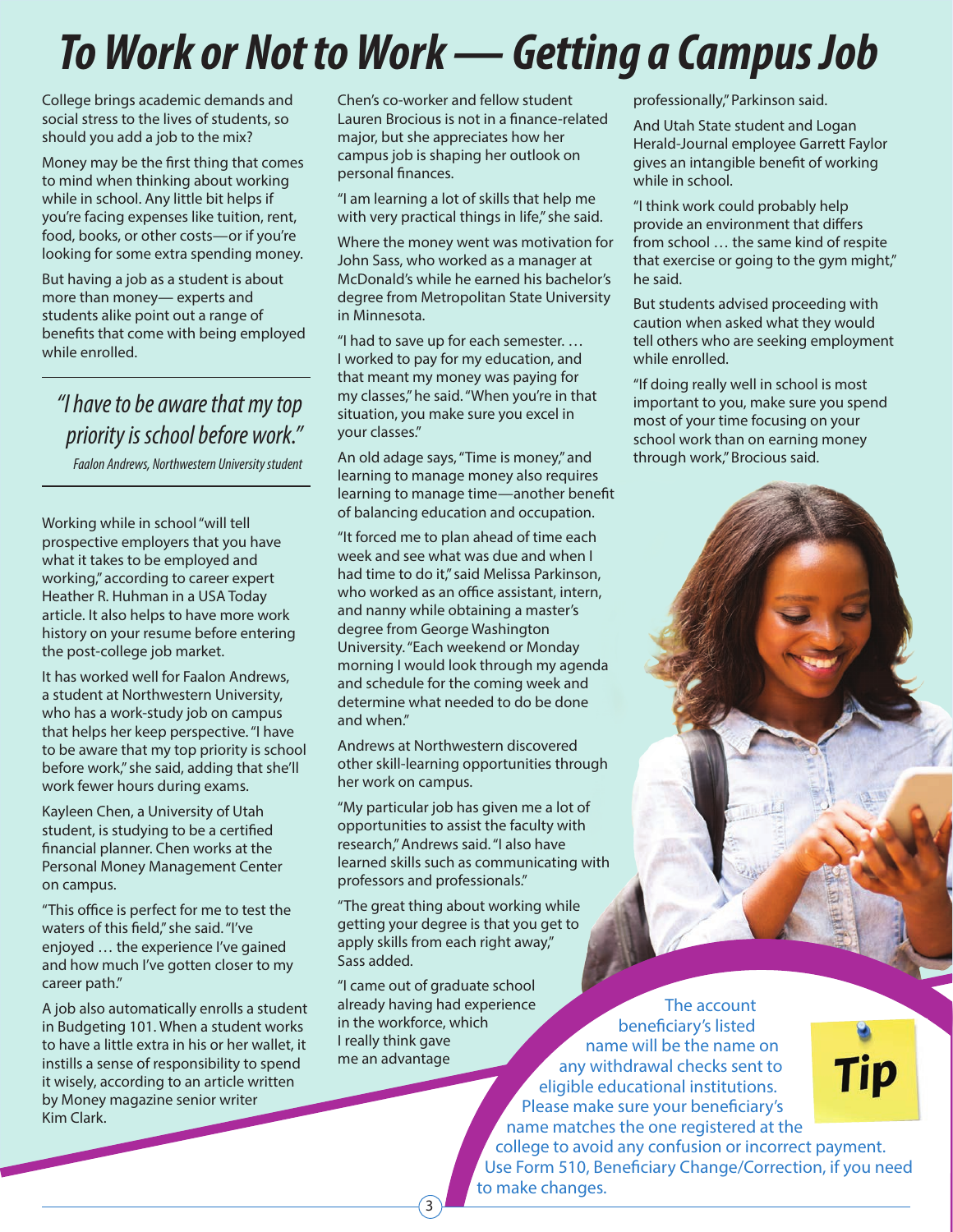# To Work or Not to Work — Getting a Campus Job

College brings academic demands and social stress to the lives of students, so should you add a job to the mix?

Money may be the first thing that comes to mind when thinking about working while in school. Any little bit helps if you're facing expenses like tuition, rent, food, books, or other costs—or if you're looking for some extra spending money.

But having a job as a student is about more than money— experts and students alike point out a range of benefits that come with being employed while enrolled.

> *"I have to be aware that my top priority is school before work."*
>
> *Faalon Andrews, Northwestern University student*

Working while in school "will tell prospective employers that you have what it takes to be employed and working," according to career expert Heather R. Huhman in a USA Today article. It also helps to have more work history on your resume before entering the post-college job market.

It has worked well for Faalon Andrews, a student at Northwestern University, who has a work-study job on campus that helps her keep perspective. "I have to be aware that my top priority is school before work," she said, adding that she'll work fewer hours during exams.

Kayleen Chen, a University of Utah student, is studying to be a certified financial planner. Chen works at the Personal Money Management Center on campus.

"This office is perfect for me to test the waters of this field," she said. "I've enjoyed … the experience I've gained and how much I've gotten closer to my career path."

A job also automatically enrolls a student in Budgeting 101. When a student works to have a little extra in his or her wallet, it instills a sense of responsibility to spend it wisely, according to an article written by Money magazine senior writer Kim Clark.

Chen's co-worker and fellow student Lauren Brocious is not in a finance-related major, but she appreciates how her campus job is shaping her outlook on personal finances.

"I am learning a lot of skills that help me with very practical things in life," she said.

Where the money went was motivation for John Sass, who worked as a manager at McDonald's while he earned his bachelor's degree from Metropolitan State University in Minnesota.

"I had to save up for each semester. … I worked to pay for my education, and that meant my money was paying for my classes," he said. "When you're in that situation, you make sure you excel in your classes."

An old adage says, "Time is money," and learning to manage money also requires learning to manage time—another benefit of balancing education and occupation.

"It forced me to plan ahead of time each week and see what was due and when I had time to do it," said Melissa Parkinson, who worked as an office assistant, intern, and nanny while obtaining a master's degree from George Washington University. "Each weekend or Monday morning I would look through my agenda and schedule for the coming week and determine what needed to do be done and when."

Andrews at Northwestern discovered other skill-learning opportunities through her work on campus.

"My particular job has given me a lot of opportunities to assist the faculty with research," Andrews said. "I also have learned skills such as communicating with professors and professionals."

"The great thing about working while getting your degree is that you get to apply skills from each right away," Sass added.

"I came out of graduate school already having had experience in the workforce, which I really think gave me an advantage professionally," Parkinson said.

And Utah State student and Logan Herald-Journal employee Garrett Faylor gives an intangible benefit of working while in school.

"I think work could probably help provide an environment that differs from school … the same kind of respite that exercise or going to the gym might," he said.

But students advised proceeding with caution when asked what they would tell others who are seeking employment while enrolled.

"If doing really well in school is most important to you, make sure you spend most of your time focusing on your school work than on earning money through work," Brocious said.

**Tip**

The account beneficiary's listed name will be the name on any withdrawal checks sent to eligible educational institutions. Please make sure your beneficiary's name matches the one registered at the college to avoid any confusion or incorrect payment. Use Form 510, Beneficiary Change/Correction, if you need to make changes.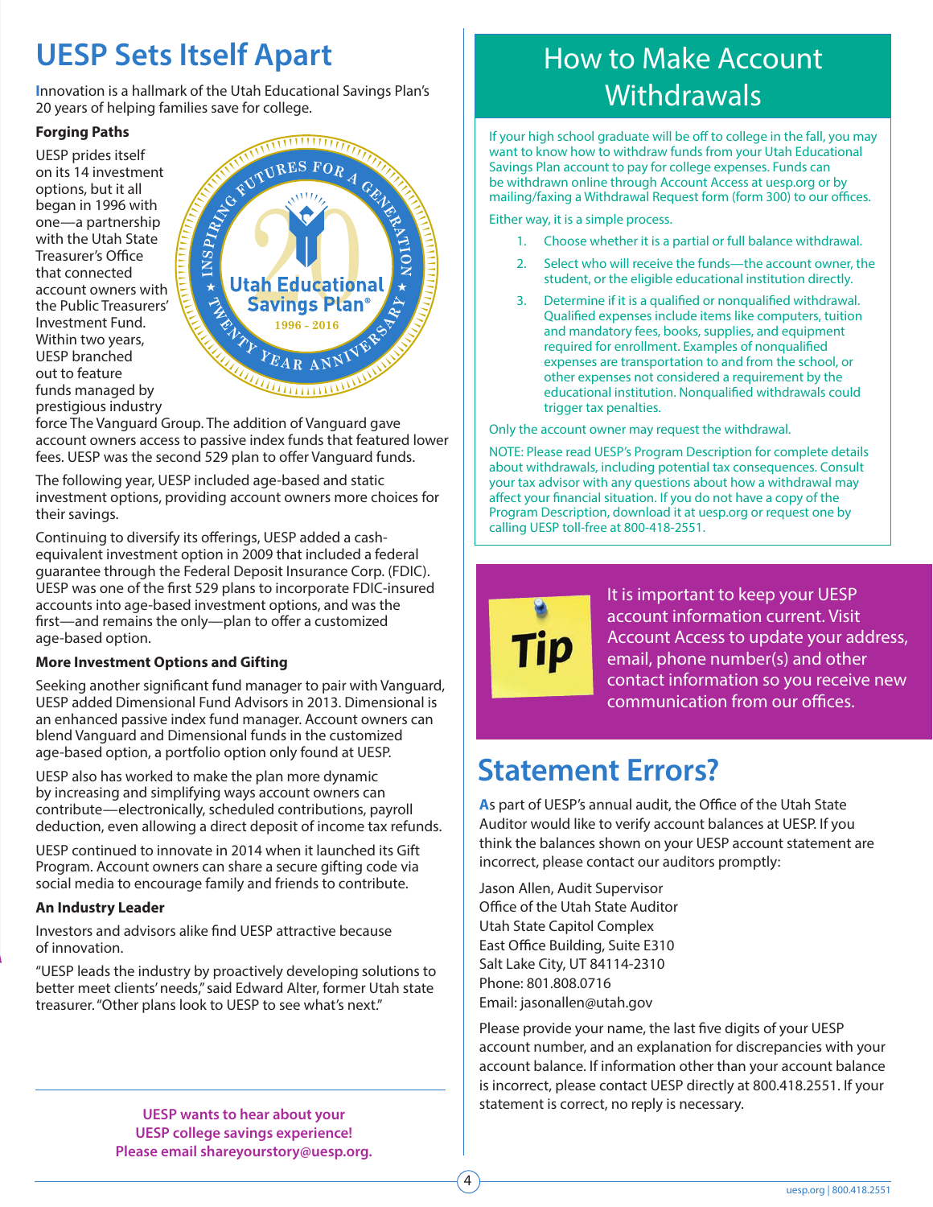# UESP Sets Itself Apart

Innovation is a hallmark of the Utah Educational Savings Plan's 20 years of helping families save for college.

### Forging Paths

UESP prides itself on its 14 investment options, but it all began in 1996 with one—a partnership with the Utah State Treasurer's Office that connected account owners with the Public Treasurers' Investment Fund. Within two years, UESP branched out to feature funds managed by prestigious industry force The Vanguard Group. The addition of Vanguard gave account owners access to passive index funds that featured lower fees. UESP was the second 529 plan to offer Vanguard funds.

The following year, UESP included age-based and static investment options, providing account owners more choices for their savings.

Continuing to diversify its offerings, UESP added a cash-equivalent investment option in 2009 that included a federal guarantee through the Federal Deposit Insurance Corp. (FDIC). UESP was one of the first 529 plans to incorporate FDIC-insured accounts into age-based investment options, and was the first—and remains the only—plan to offer a customized age-based option.

### More Investment Options and Gifting

Seeking another significant fund manager to pair with Vanguard, UESP added Dimensional Fund Advisors in 2013. Dimensional is an enhanced passive index fund manager. Account owners can blend Vanguard and Dimensional funds in the customized age-based option, a portfolio option only found at UESP.

UESP also has worked to make the plan more dynamic by increasing and simplifying ways account owners can contribute—electronically, scheduled contributions, payroll deduction, even allowing a direct deposit of income tax refunds.

UESP continued to innovate in 2014 when it launched its Gift Program. Account owners can share a secure gifting code via social media to encourage family and friends to contribute.

### An Industry Leader

Investors and advisors alike find UESP attractive because of innovation.

"UESP leads the industry by proactively developing solutions to better meet clients' needs," said Edward Alter, former Utah state treasurer. "Other plans look to UESP to see what's next."

**UESP wants to hear about your UESP college savings experience! Please email shareyourstory@uesp.org.**

# How to Make Account Withdrawals

If your high school graduate will be off to college in the fall, you may want to know how to withdraw funds from your Utah Educational Savings Plan account to pay for college expenses. Funds can be withdrawn online through Account Access at uesp.org or by mailing/faxing a Withdrawal Request form (form 300) to our offices.

Either way, it is a simple process.

1. Choose whether it is a partial or full balance withdrawal.
2. Select who will receive the funds—the account owner, the student, or the eligible educational institution directly.
3. Determine if it is a qualified or nonqualified withdrawal. Qualified expenses include items like computers, tuition and mandatory fees, books, supplies, and equipment required for enrollment. Examples of nonqualified expenses are transportation to and from the school, or other expenses not considered a requirement by the educational institution. Nonqualified withdrawals could trigger tax penalties.

Only the account owner may request the withdrawal.

NOTE: Please read UESP's Program Description for complete details about withdrawals, including potential tax consequences. Consult your tax advisor with any questions about how a withdrawal may affect your financial situation. If you do not have a copy of the Program Description, download it at uesp.org or request one by calling UESP toll-free at 800-418-2551.

**Tip**

It is important to keep your UESP account information current. Visit Account Access to update your address, email, phone number(s) and other contact information so you receive new communication from our offices.

# Statement Errors?

As part of UESP's annual audit, the Office of the Utah State Auditor would like to verify account balances at UESP. If you think the balances shown on your UESP account statement are incorrect, please contact our auditors promptly:

Jason Allen, Audit Supervisor
Office of the Utah State Auditor
Utah State Capitol Complex
East Office Building, Suite E310
Salt Lake City, UT 84114-2310
Phone: 801.808.0716
Email: jasonallen@utah.gov

Please provide your name, the last five digits of your UESP account number, and an explanation for discrepancies with your account balance. If information other than your account balance is incorrect, please contact UESP directly at 800.418.2551. If your statement is correct, no reply is necessary.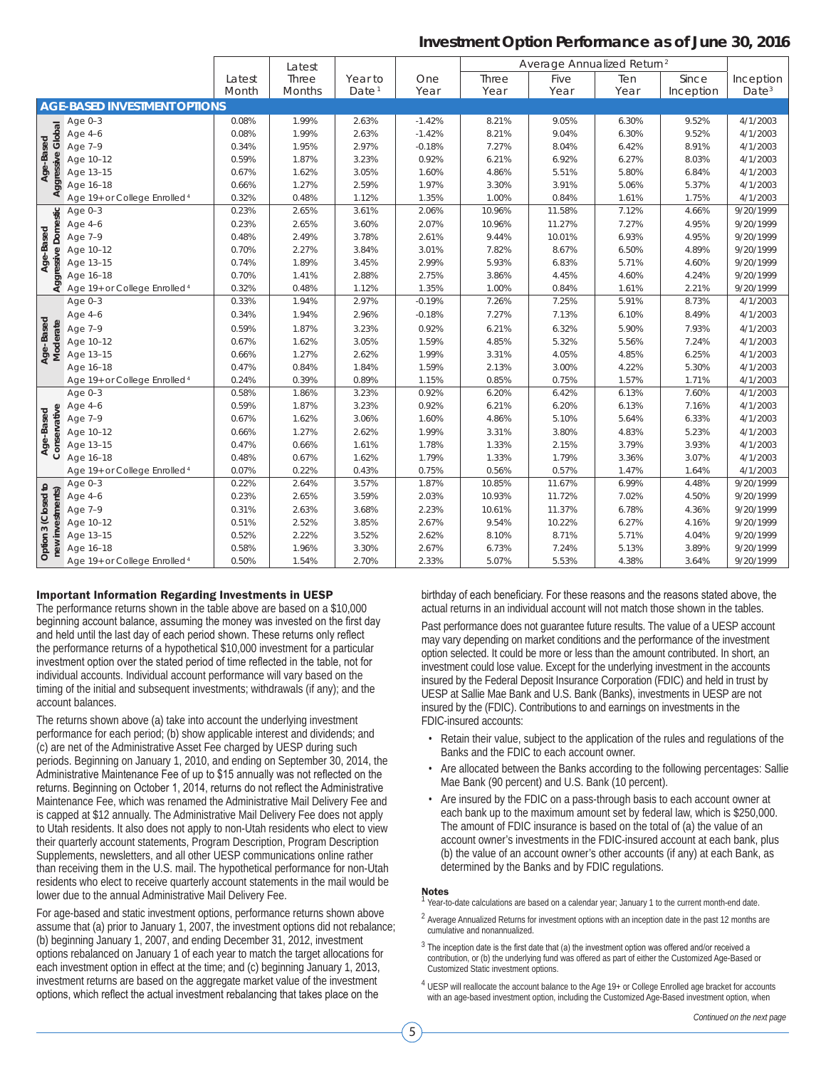## Investment Option Performance as of June 30, 2016

| | | Latest Month | Latest Three Months | Year to Date[1] | One Year | Average Annualized Return[2] | | | | Inception Date[3] |
|---|---|---|---|---|---|---|---|---|---|---|
| | | | | | | Three Year | Five Year | Ten Year | Since Inception | |
| **AGE-BASED INVESTMENT OPTIONS** | | | | | | | | | | |
| Age-Based Aggressive Global | Age 0–3 | 0.08% | 1.99% | 2.63% | -1.42% | 8.21% | 9.05% | 6.30% | 9.52% | 4/1/2003 |
| | Age 4–6 | 0.08% | 1.99% | 2.63% | -1.42% | 8.21% | 9.04% | 6.30% | 9.52% | 4/1/2003 |
| | Age 7–9 | 0.34% | 1.95% | 2.97% | -0.18% | 7.27% | 8.04% | 6.42% | 8.91% | 4/1/2003 |
| | Age 10–12 | 0.59% | 1.87% | 3.23% | 0.92% | 6.21% | 6.92% | 6.27% | 8.03% | 4/1/2003 |
| | Age 13–15 | 0.67% | 1.62% | 3.05% | 1.60% | 4.86% | 5.51% | 5.80% | 6.84% | 4/1/2003 |
| | Age 16–18 | 0.66% | 1.27% | 2.59% | 1.97% | 3.30% | 3.91% | 5.06% | 5.37% | 4/1/2003 |
| | Age 19+ or College Enrolled[4] | 0.32% | 0.48% | 1.12% | 1.35% | 1.00% | 0.84% | 1.61% | 1.75% | 4/1/2003 |
| Age-Based Aggressive Domestic | Age 0–3 | 0.23% | 2.65% | 3.61% | 2.06% | 10.96% | 11.58% | 7.12% | 4.66% | 9/20/1999 |
| | Age 4–6 | 0.23% | 2.65% | 3.60% | 2.07% | 10.96% | 11.27% | 7.27% | 4.95% | 9/20/1999 |
| | Age 7–9 | 0.48% | 2.49% | 3.78% | 2.61% | 9.44% | 10.01% | 6.93% | 4.95% | 9/20/1999 |
| | Age 10–12 | 0.70% | 2.27% | 3.84% | 3.01% | 7.82% | 8.67% | 6.50% | 4.89% | 9/20/1999 |
| | Age 13–15 | 0.74% | 1.89% | 3.45% | 2.99% | 5.93% | 6.83% | 5.71% | 4.60% | 9/20/1999 |
| | Age 16–18 | 0.70% | 1.41% | 2.88% | 2.75% | 3.86% | 4.45% | 4.60% | 4.24% | 9/20/1999 |
| | Age 19+ or College Enrolled[4] | 0.32% | 0.48% | 1.12% | 1.35% | 1.00% | 0.84% | 1.61% | 2.21% | 9/20/1999 |
| Age-Based Moderate | Age 0–3 | 0.33% | 1.94% | 2.97% | -0.19% | 7.26% | 7.25% | 5.91% | 8.73% | 4/1/2003 |
| | Age 4–6 | 0.34% | 1.94% | 2.96% | -0.18% | 7.27% | 7.13% | 6.10% | 8.49% | 4/1/2003 |
| | Age 7–9 | 0.59% | 1.87% | 3.23% | 0.92% | 6.21% | 6.32% | 5.90% | 7.93% | 4/1/2003 |
| | Age 10–12 | 0.67% | 1.62% | 3.05% | 1.59% | 4.85% | 5.32% | 5.56% | 7.24% | 4/1/2003 |
| | Age 13–15 | 0.66% | 1.27% | 2.62% | 1.99% | 3.31% | 4.05% | 4.85% | 6.25% | 4/1/2003 |
| | Age 16–18 | 0.47% | 0.84% | 1.84% | 1.59% | 2.13% | 3.00% | 4.22% | 5.30% | 4/1/2003 |
| | Age 19+ or College Enrolled[4] | 0.24% | 0.39% | 0.89% | 1.15% | 0.85% | 0.75% | 1.57% | 1.71% | 4/1/2003 |
| Age-Based Conservative | Age 0–3 | 0.58% | 1.86% | 3.23% | 0.92% | 6.20% | 6.42% | 6.13% | 7.60% | 4/1/2003 |
| | Age 4–6 | 0.59% | 1.87% | 3.23% | 0.92% | 6.21% | 6.20% | 6.13% | 7.16% | 4/1/2003 |
| | Age 7–9 | 0.67% | 1.62% | 3.06% | 1.60% | 4.86% | 5.10% | 5.64% | 6.33% | 4/1/2003 |
| | Age 10–12 | 0.66% | 1.27% | 2.62% | 1.99% | 3.31% | 3.80% | 4.83% | 5.23% | 4/1/2003 |
| | Age 13–15 | 0.47% | 0.66% | 1.61% | 1.78% | 1.33% | 2.15% | 3.79% | 3.93% | 4/1/2003 |
| | Age 16–18 | 0.48% | 0.67% | 1.62% | 1.79% | 1.33% | 1.79% | 3.36% | 3.07% | 4/1/2003 |
| | Age 19+ or College Enrolled[4] | 0.07% | 0.22% | 0.43% | 0.75% | 0.56% | 0.57% | 1.47% | 1.64% | 4/1/2003 |
| Option 3 (Closed to new investments) | Age 0–3 | 0.22% | 2.64% | 3.57% | 1.87% | 10.85% | 11.67% | 6.99% | 4.48% | 9/20/1999 |
| | Age 4–6 | 0.23% | 2.65% | 3.59% | 2.03% | 10.93% | 11.72% | 7.02% | 4.50% | 9/20/1999 |
| | Age 7–9 | 0.31% | 2.63% | 3.68% | 2.23% | 10.61% | 11.37% | 6.78% | 4.36% | 9/20/1999 |
| | Age 10–12 | 0.51% | 2.52% | 3.85% | 2.67% | 9.54% | 10.22% | 6.27% | 4.16% | 9/20/1999 |
| | Age 13–15 | 0.52% | 2.22% | 3.52% | 2.62% | 8.10% | 8.71% | 5.71% | 4.04% | 9/20/1999 |
| | Age 16–18 | 0.58% | 1.96% | 3.30% | 2.67% | 6.73% | 7.24% | 5.13% | 3.89% | 9/20/1999 |
| | Age 19+ or College Enrolled[4] | 0.50% | 1.54% | 2.70% | 2.33% | 5.07% | 5.53% | 4.38% | 3.64% | 9/20/1999 |

### Important Information Regarding Investments in UESP

The performance returns shown in the table above are based on a $10,000 beginning account balance, assuming the money was invested on the first day and held until the last day of each period shown. These returns only reflect the performance returns of a hypothetical $10,000 investment for a particular investment option over the stated period of time reflected in the table, not for individual accounts. Individual account performance will vary based on the timing of the initial and subsequent investments; withdrawals (if any); and the account balances.

The returns shown above (a) take into account the underlying investment performance for each period; (b) show applicable interest and dividends; and (c) are net of the Administrative Asset Fee charged by UESP during such periods. Beginning on January 1, 2010, and ending on September 30, 2014, the Administrative Maintenance Fee of up to $15 annually was not reflected on the returns. Beginning on October 1, 2014, returns do not reflect the Administrative Maintenance Fee, which was renamed the Administrative Mail Delivery Fee and is capped at $12 annually. The Administrative Mail Delivery Fee does not apply to Utah residents. It also does not apply to non-Utah residents who elect to view their quarterly account statements, Program Description, Program Description Supplements, newsletters, and all other UESP communications online rather than receiving them in the U.S. mail. The hypothetical performance for non-Utah residents who elect to receive quarterly account statements in the mail would be lower due to the annual Administrative Mail Delivery Fee.

For age-based and static investment options, performance returns shown above assume that (a) prior to January 1, 2007, the investment options did not rebalance; (b) beginning January 1, 2007, and ending December 31, 2012, investment options rebalanced on January 1 of each year to match the target allocations for each investment option in effect at the time; and (c) beginning January 1, 2013, investment returns are based on the aggregate market value of the investment options, which reflect the actual investment rebalancing that takes place on the birthday of each beneficiary. For these reasons and the reasons stated above, the actual returns in an individual account will not match those shown in the tables.

Past performance does not guarantee future results. The value of a UESP account may vary depending on market conditions and the performance of the investment option selected. It could be more or less than the amount contributed. In short, an investment could lose value. Except for the underlying investment in the accounts insured by the Federal Deposit Insurance Corporation (FDIC) and held in trust by UESP at Sallie Mae Bank and U.S. Bank (Banks), investments in UESP are not insured by the (FDIC). Contributions to and earnings on investments in the FDIC-insured accounts:

- Retain their value, subject to the application of the rules and regulations of the Banks and the FDIC to each account owner.
- Are allocated between the Banks according to the following percentages: Sallie Mae Bank (90 percent) and U.S. Bank (10 percent).
- Are insured by the FDIC on a pass-through basis to each account owner at each bank up to the maximum amount set by federal law, which is $250,000. The amount of FDIC insurance is based on the total of (a) the value of an account owner's investments in the FDIC-insured account at each bank, plus (b) the value of an account owner's other accounts (if any) at each Bank, as determined by the Banks and by FDIC regulations.

#### Notes

[1] Year-to-date calculations are based on a calendar year; January 1 to the current month-end date.

[2] Average Annualized Returns for investment options with an inception date in the past 12 months are cumulative and nonannualized.

[3] The inception date is the first date that (a) the investment option was offered and/or received a contribution, or (b) the underlying fund was offered as part of either the Customized Age-Based or Customized Static investment options.

[4] UESP will reallocate the account balance to the Age 19+ or College Enrolled age bracket for accounts with an age-based investment option, including the Customized Age-Based investment option, when

*Continued on the next page*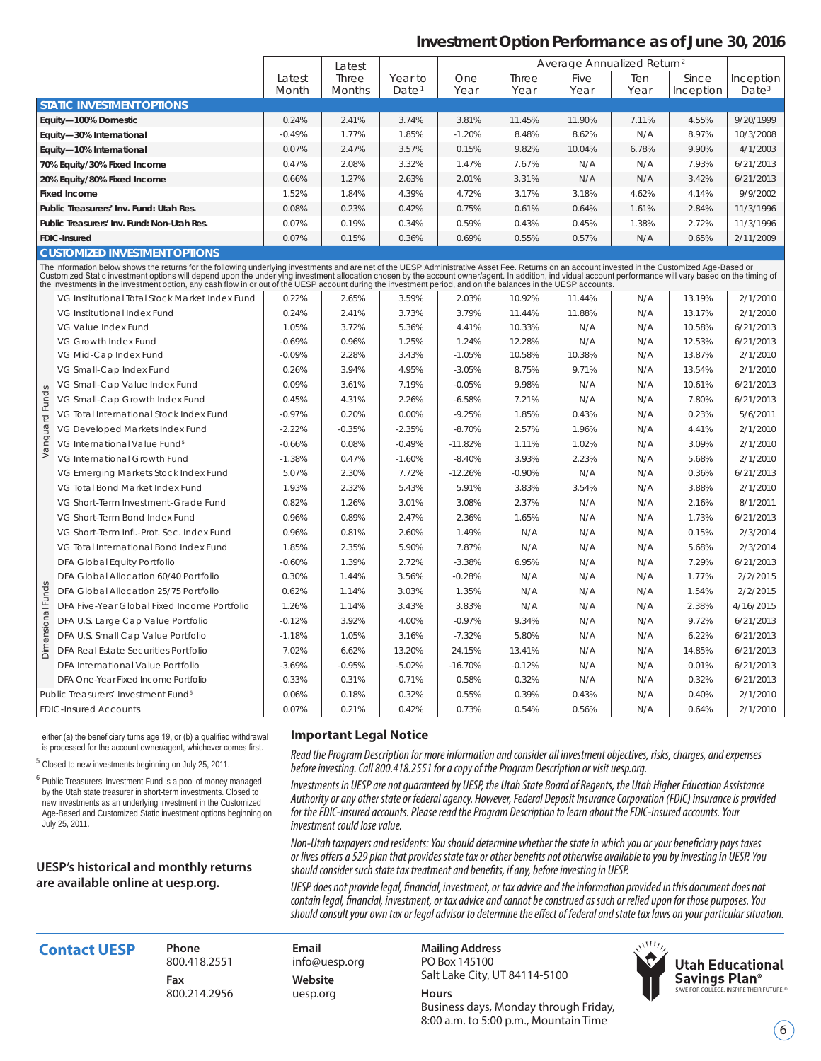## Investment Option Performance as of June 30, 2016

| | Latest Month | Latest Three Months | Year to Date[1] | One Year | Average Annualized Return[2] Three Year | Five Year | Ten Year | Since Inception | Inception Date[3] |
|---|---|---|---|---|---|---|---|---|---|
| **STATIC INVESTMENT OPTIONS** | | | | | | | | | |
| **Equity—100% Domestic** | 0.24% | 2.41% | 3.74% | 3.81% | 11.45% | 11.90% | 7.11% | 4.55% | 9/20/1999 |
| **Equity—30% International** | -0.49% | 1.77% | 1.85% | -1.20% | 8.48% | 8.62% | N/A | 8.97% | 10/3/2008 |
| **Equity—10% International** | 0.07% | 2.47% | 3.57% | 0.15% | 9.82% | 10.04% | 6.78% | 9.90% | 4/1/2003 |
| **70% Equity/30% Fixed Income** | 0.47% | 2.08% | 3.32% | 1.47% | 7.67% | N/A | N/A | 7.93% | 6/21/2013 |
| **20% Equity/80% Fixed Income** | 0.66% | 1.27% | 2.63% | 2.01% | 3.31% | N/A | N/A | 3.42% | 6/21/2013 |
| **Fixed Income** | 1.52% | 1.84% | 4.39% | 4.72% | 3.17% | 3.18% | 4.62% | 4.14% | 9/9/2002 |
| **Public Treasurers' Inv. Fund: Utah Res.** | 0.08% | 0.23% | 0.42% | 0.75% | 0.61% | 0.64% | 1.61% | 2.84% | 11/3/1996 |
| **Public Treasurers' Inv. Fund: Non-Utah Res.** | 0.07% | 0.19% | 0.34% | 0.59% | 0.43% | 0.45% | 1.38% | 2.72% | 11/3/1996 |
| **FDIC-Insured** | 0.07% | 0.15% | 0.36% | 0.69% | 0.55% | 0.57% | N/A | 0.65% | 2/11/2009 |
| **CUSTOMIZED INVESTMENT OPTIONS** | | | | | | | | | |
| **Vanguard Funds** | | | | | | | | | |
| VG Institutional Total Stock Market Index Fund | 0.22% | 2.65% | 3.59% | 2.03% | 10.92% | 11.44% | N/A | 13.19% | 2/1/2010 |
| VG Institutional Index Fund | 0.24% | 2.41% | 3.73% | 3.79% | 11.44% | 11.88% | N/A | 13.17% | 2/1/2010 |
| VG Value Index Fund | 1.05% | 3.72% | 5.36% | 4.41% | 10.33% | N/A | N/A | 10.58% | 6/21/2013 |
| VG Growth Index Fund | -0.69% | 0.96% | 1.25% | 1.24% | 12.28% | N/A | N/A | 12.53% | 6/21/2013 |
| VG Mid-Cap Index Fund | -0.09% | 2.28% | 3.43% | -1.05% | 10.58% | 10.38% | N/A | 13.87% | 2/1/2010 |
| VG Small-Cap Index Fund | 0.26% | 3.94% | 4.95% | -3.05% | 8.75% | 9.71% | N/A | 13.54% | 2/1/2010 |
| VG Small-Cap Value Index Fund | 0.09% | 3.61% | 7.19% | -0.05% | 9.98% | N/A | N/A | 10.61% | 6/21/2013 |
| VG Small-Cap Growth Index Fund | 0.45% | 4.31% | 2.26% | -6.58% | 7.21% | N/A | N/A | 7.80% | 6/21/2013 |
| VG Total International Stock Index Fund | -0.97% | 0.20% | 0.00% | -9.25% | 1.85% | 0.43% | N/A | 0.23% | 5/6/2011 |
| VG Developed Markets Index Fund | -2.22% | -0.35% | -2.35% | -8.70% | 2.57% | 1.96% | N/A | 4.41% | 2/1/2010 |
| VG International Value Fund[5] | -0.66% | 0.08% | -0.49% | -11.82% | 1.11% | 1.02% | N/A | 3.09% | 2/1/2010 |
| VG International Growth Fund | -1.38% | 0.47% | -1.60% | -8.40% | 3.93% | 2.23% | N/A | 5.68% | 2/1/2010 |
| VG Emerging Markets Stock Index Fund | 5.07% | 2.30% | 7.72% | -12.26% | -0.90% | N/A | N/A | 0.36% | 6/21/2013 |
| VG Total Bond Market Index Fund | 1.93% | 2.32% | 5.43% | 5.91% | 3.83% | 3.54% | N/A | 3.88% | 2/1/2010 |
| VG Short-Term Investment-Grade Fund | 0.82% | 1.26% | 3.01% | 3.08% | 2.37% | N/A | N/A | 2.16% | 8/1/2011 |
| VG Short-Term Bond Index Fund | 0.96% | 0.89% | 2.47% | 2.36% | 1.65% | N/A | N/A | 1.73% | 6/21/2013 |
| VG Short-Term Infl.-Prot. Sec. Index Fund | 0.96% | 0.81% | 2.60% | 1.49% | N/A | N/A | N/A | 0.15% | 2/3/2014 |
| VG Total International Bond Index Fund | 1.85% | 2.35% | 5.90% | 7.87% | N/A | N/A | N/A | 5.68% | 2/3/2014 |
| **Dimensional Funds** | | | | | | | | | |
| DFA Global Equity Portfolio | -0.60% | 1.39% | 2.72% | -3.38% | 6.95% | N/A | N/A | 7.29% | 6/21/2013 |
| DFA Global Allocation 60/40 Portfolio | 0.30% | 1.44% | 3.56% | -0.28% | N/A | N/A | N/A | 1.77% | 2/2/2015 |
| DFA Global Allocation 25/75 Portfolio | 0.62% | 1.14% | 3.03% | 1.35% | N/A | N/A | N/A | 1.54% | 2/2/2015 |
| DFA Five-Year Global Fixed Income Portfolio | 1.26% | 1.14% | 3.43% | 3.83% | N/A | N/A | N/A | 2.38% | 4/16/2015 |
| DFA U.S. Large Cap Value Portfolio | -0.12% | 3.92% | 4.00% | -0.97% | 9.34% | N/A | N/A | 9.72% | 6/21/2013 |
| DFA U.S. Small Cap Value Portfolio | -1.18% | 1.05% | 3.16% | -7.32% | 5.80% | N/A | N/A | 6.22% | 6/21/2013 |
| DFA Real Estate Securities Portfolio | 7.02% | 6.62% | 13.20% | 24.15% | 13.41% | N/A | N/A | 14.85% | 6/21/2013 |
| DFA International Value Portfolio | -3.69% | -0.95% | -5.02% | -16.70% | -0.12% | N/A | N/A | 0.01% | 6/21/2013 |
| DFA One-Year Fixed Income Portfolio | 0.33% | 0.31% | 0.71% | 0.58% | 0.32% | N/A | N/A | 0.32% | 6/21/2013 |
| Public Treasurers' Investment Fund[6] | 0.06% | 0.18% | 0.32% | 0.55% | 0.39% | 0.43% | N/A | 0.40% | 2/1/2010 |
| FDIC-Insured Accounts | 0.07% | 0.21% | 0.42% | 0.73% | 0.54% | 0.56% | N/A | 0.64% | 2/1/2010 |

The information below shows the returns for the following underlying investments and are net of the UESP Administrative Asset Fee. Returns on an account invested in the Customized Age-Based or Customized Static investment options will depend upon the underlying investment allocation chosen by the account owner/agent. In addition, individual account performance will vary based on the timing of the investments in the investment option, any cash flow in or out of the UESP account during the investment period, and on the balances in the UESP accounts.

either (a) the beneficiary turns age 19, or (b) a qualified withdrawal is processed for the account owner/agent, whichever comes first.

[5] Closed to new investments beginning on July 25, 2011.

[6] Public Treasurers' Investment Fund is a pool of money managed by the Utah state treasurer in short-term investments. Closed to new investments as an underlying investment in the Customized Age-Based and Customized Static investment options beginning on July 25, 2011.

**UESP's historical and monthly returns are available online at uesp.org.**

### Important Legal Notice

*Read the Program Description for more information and consider all investment objectives, risks, charges, and expenses before investing. Call 800.418.2551 for a copy of the Program Description or visit uesp.org.*

*Investments in UESP are not guaranteed by UESP, the Utah State Board of Regents, the Utah Higher Education Assistance Authority or any other state or federal agency. However, Federal Deposit Insurance Corporation (FDIC) insurance is provided for the FDIC-insured accounts. Please read the Program Description to learn about the FDIC-insured accounts. Your investment could lose value.*

*Non-Utah taxpayers and residents: You should determine whether the state in which you or your beneficiary pays taxes or lives offers a 529 plan that provides state tax or other benefits not otherwise available to you by investing in UESP. You should consider such state tax treatment and benefits, if any, before investing in UESP.*

*UESP does not provide legal, financial, investment, or tax advice and the information provided in this document does not contain legal, financial, investment, or tax advice and cannot be construed as such or relied upon for those purposes. You should consult your own tax or legal advisor to determine the effect of federal and state tax laws on your particular situation.*

## Contact UESP

**Phone**
800.418.2551

**Fax**
800.214.2956

**Email**
info@uesp.org

**Website**
uesp.org

**Mailing Address**
PO Box 145100
Salt Lake City, UT 84114-5100

**Hours**
Business days, Monday through Friday, 8:00 a.m. to 5:00 p.m., Mountain Time

**Utah Educational Savings Plan®**
SAVE FOR COLLEGE. INSPIRE THEIR FUTURE.®